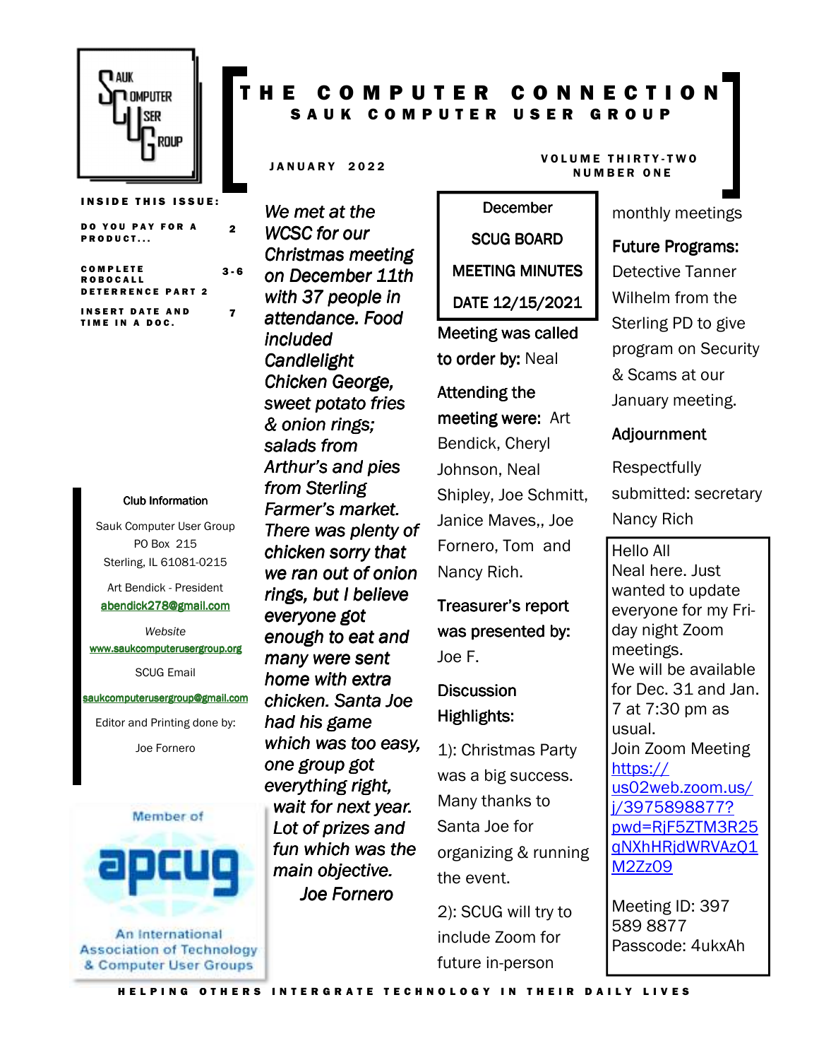# THE COMPUTER CONNECTION

## SAUK COMPUTER USER GROUP

JANUARY 2022

VOLUME THIRTY-TWO
NUMBER ONE

**INSIDE THIS ISSUE:**

| | |
|---|---|
| DO YOU PAY FOR A PRODUCT... | 2 |
| COMPLETE ROBOCALL DETERRENCE PART 2 | 3-6 |
| INSERT DATE AND TIME IN A DOC. | 7 |

*We met at the WCSC for our Christmas meeting on December 11th with 37 people in attendance. Food included Candlelight Chicken George, sweet potato fries & onion rings; salads from Arthur's and pies from Sterling Farmer's market. There was plenty of chicken sorry that we ran out of onion rings, but I believe everyone got enough to eat and many were sent home with extra chicken. Santa Joe had his game which was too easy, one group got everything right, wait for next year. Lot of prizes and fun which was the main objective.*

*Joe Fornero*

### December SCUG BOARD MEETING MINUTES DATE 12/15/2021

**Meeting was called to order by:** Neal

**Attending the meeting were:** Art Bendick, Cheryl Johnson, Neal Shipley, Joe Schmitt, Janice Maves,, Joe Fornero, Tom and Nancy Rich.

**Treasurer's report was presented by:** Joe F.

**Discussion Highlights:**

1): Christmas Party was a big success. Many thanks to Santa Joe for organizing & running the event.

2): SCUG will try to include Zoom for future in-person monthly meetings

**Future Programs:** Detective Tanner Wilhelm from the Sterling PD to give program on Security & Scams at our January meeting.

**Adjournment**

Respectfully submitted: secretary Nancy Rich

Hello All
Neal here. Just wanted to update everyone for my Friday night Zoom meetings.
We will be available for Dec. 31 and Jan. 7 at 7:30 pm as usual.
Join Zoom Meeting
https://us02web.zoom.us/j/3975898877?pwd=RjF5ZTM3R25qNXhHRjdWRVAzQ1M2Zz09

Meeting ID: 397 589 8877
Passcode: 4ukxAh

**Club Information**

Sauk Computer User Group
PO Box 215
Sterling, IL 61081-0215

Art Bendick - President
abendick278@gmail.com

*Website*
www.saukcomputerusergroup.org

SCUG Email
saukcomputerusergroup@gmail.com

Editor and Printing done by:

Joe Fornero

Member of apcug
An International Association of Technology & Computer User Groups

HELPING OTHERS INTERGRATE TECHNOLOGY IN THEIR DAILY LIVES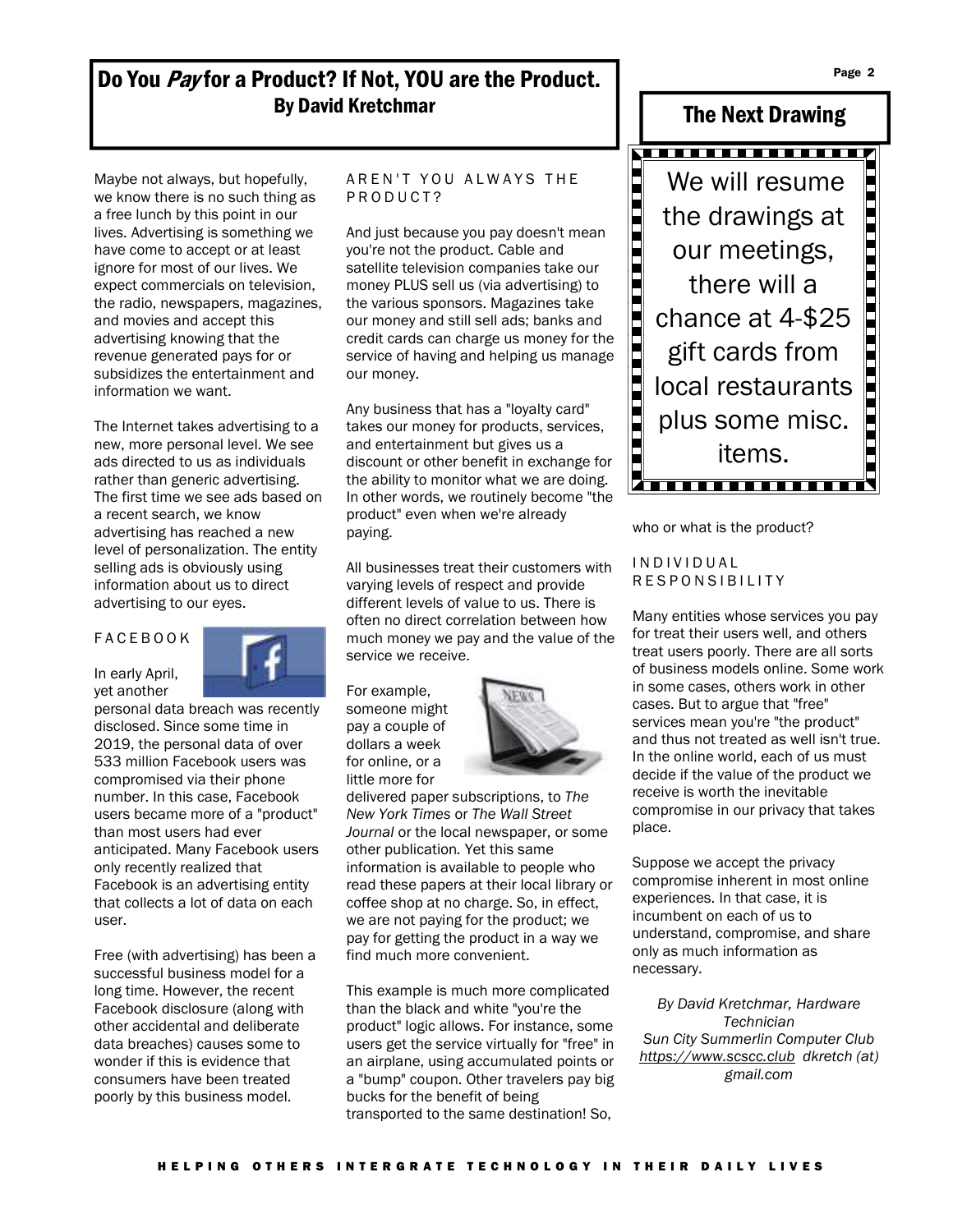# Do You *Pay* for a Product? If Not, YOU are the Product.

**By David Kretchmar**

Maybe not always, but hopefully, we know there is no such thing as a free lunch by this point in our lives. Advertising is something we have come to accept or at least ignore for most of our lives. We expect commercials on television, the radio, newspapers, magazines, and movies and accept this advertising knowing that the revenue generated pays for or subsidizes the entertainment and information we want.

The Internet takes advertising to a new, more personal level. We see ads directed to us as individuals rather than generic advertising. The first time we see ads based on a recent search, we know advertising has reached a new level of personalization. The entity selling ads is obviously using information about us to direct advertising to our eyes.

### FACEBOOK

In early April, yet another personal data breach was recently disclosed. Since some time in 2019, the personal data of over 533 million Facebook users was compromised via their phone number. In this case, Facebook users became more of a "product" than most users had ever anticipated. Many Facebook users only recently realized that Facebook is an advertising entity that collects a lot of data on each user.

Free (with advertising) has been a successful business model for a long time. However, the recent Facebook disclosure (along with other accidental and deliberate data breaches) causes some to wonder if this is evidence that consumers have been treated poorly by this business model.

### AREN'T YOU ALWAYS THE PRODUCT?

And just because you pay doesn't mean you're not the product. Cable and satellite television companies take our money PLUS sell us (via advertising) to the various sponsors. Magazines take our money and still sell ads; banks and credit cards can charge us money for the service of having and helping us manage our money.

Any business that has a "loyalty card" takes our money for products, services, and entertainment but gives us a discount or other benefit in exchange for the ability to monitor what we are doing. In other words, we routinely become "the product" even when we're already paying.

All businesses treat their customers with varying levels of respect and provide different levels of value to us. There is often no direct correlation between how much money we pay and the value of the service we receive.

For example, someone might pay a couple of dollars a week for online, or a little more for delivered paper subscriptions, to *The New York Times* or *The Wall Street Journal* or the local newspaper, or some other publication. Yet this same information is available to people who read these papers at their local library or coffee shop at no charge. So, in effect, we are not paying for the product; we pay for getting the product in a way we find much more convenient.

This example is much more complicated than the black and white "you're the product" logic allows. For instance, some users get the service virtually for "free" in an airplane, using accumulated points or a "bump" coupon. Other travelers pay big bucks for the benefit of being transported to the same destination! So, who or what is the product?

### INDIVIDUAL RESPONSIBILITY

Many entities whose services you pay for treat their users well, and others treat users poorly. There are all sorts of business models online. Some work in some cases, others work in other cases. But to argue that "free" services mean you're "the product" and thus not treated as well isn't true. In the online world, each of us must decide if the value of the product we receive is worth the inevitable compromise in our privacy that takes place.

Suppose we accept the privacy compromise inherent in most online experiences. In that case, it is incumbent on each of us to understand, compromise, and share only as much information as necessary.

*By David Kretchmar, Hardware Technician*
*Sun City Summerlin Computer Club*
*https://www.scscc.club dkretch (at) gmail.com*

## The Next Drawing

We will resume the drawings at our meetings, there will a chance at 4-$25 gift cards from local restaurants plus some misc. items.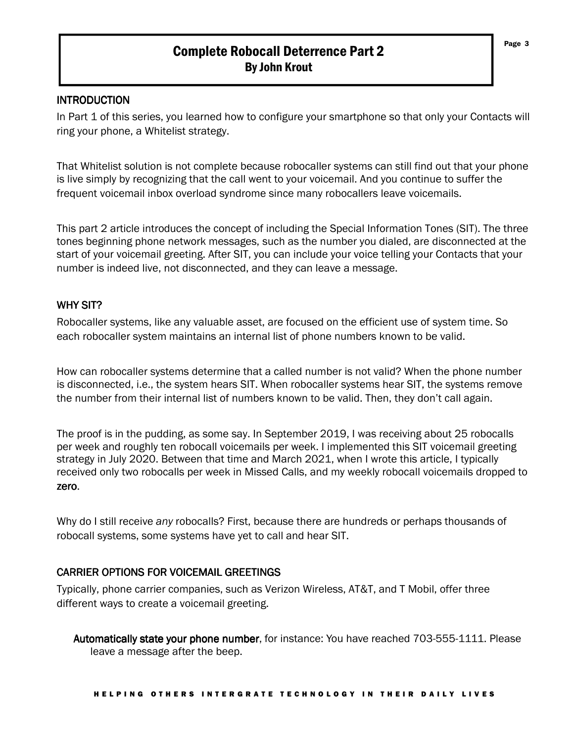# Complete Robocall Deterrence Part 2

### By John Krout

## INTRODUCTION

In Part 1 of this series, you learned how to configure your smartphone so that only your Contacts will ring your phone, a Whitelist strategy.

That Whitelist solution is not complete because robocaller systems can still find out that your phone is live simply by recognizing that the call went to your voicemail. And you continue to suffer the frequent voicemail inbox overload syndrome since many robocallers leave voicemails.

This part 2 article introduces the concept of including the Special Information Tones (SIT). The three tones beginning phone network messages, such as the number you dialed, are disconnected at the start of your voicemail greeting. After SIT, you can include your voice telling your Contacts that your number is indeed live, not disconnected, and they can leave a message.

## WHY SIT?

Robocaller systems, like any valuable asset, are focused on the efficient use of system time. So each robocaller system maintains an internal list of phone numbers known to be valid.

How can robocaller systems determine that a called number is not valid? When the phone number is disconnected, i.e., the system hears SIT. When robocaller systems hear SIT, the systems remove the number from their internal list of numbers known to be valid. Then, they don't call again.

The proof is in the pudding, as some say. In September 2019, I was receiving about 25 robocalls per week and roughly ten robocall voicemails per week. I implemented this SIT voicemail greeting strategy in July 2020. Between that time and March 2021, when I wrote this article, I typically received only two robocalls per week in Missed Calls, and my weekly robocall voicemails dropped to zero.

Why do I still receive *any* robocalls? First, because there are hundreds or perhaps thousands of robocall systems, some systems have yet to call and hear SIT.

## CARRIER OPTIONS FOR VOICEMAIL GREETINGS

Typically, phone carrier companies, such as Verizon Wireless, AT&T, and T Mobil, offer three different ways to create a voicemail greeting.

- **Automatically state your phone number**, for instance: You have reached 703-555-1111. Please leave a message after the beep.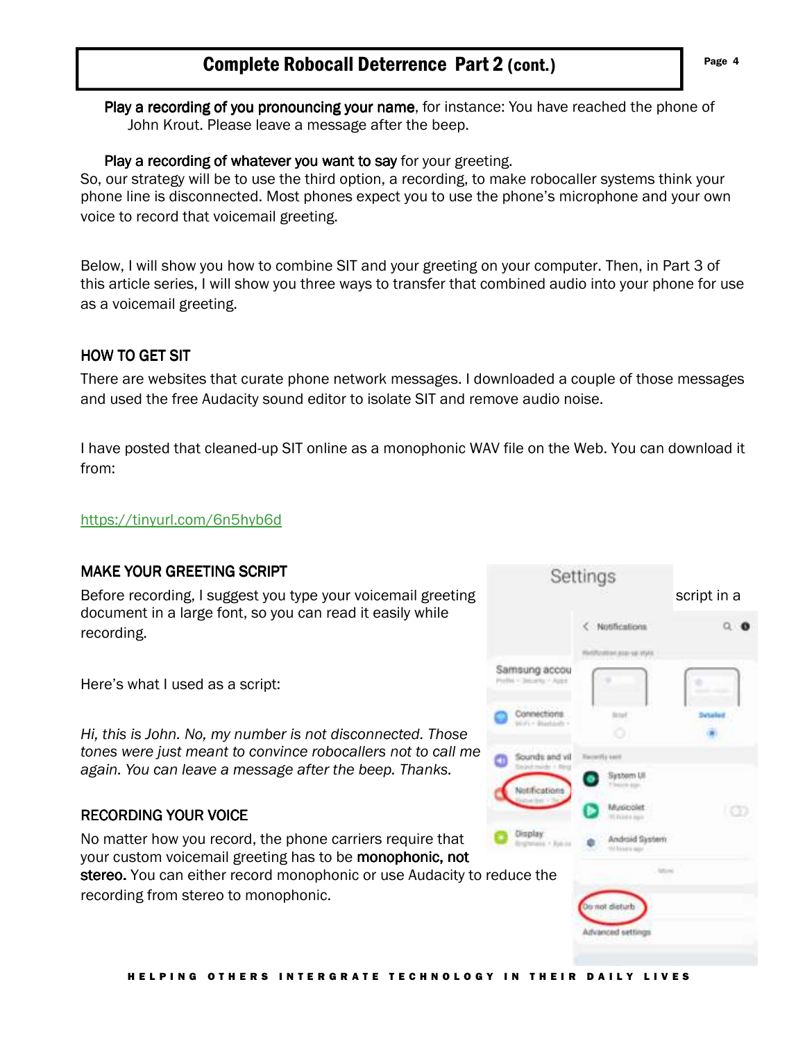Play a recording of you pronouncing your name, for instance: You have reached the phone of John Krout. Please leave a message after the beep.

Play a recording of whatever you want to say for your greeting.

So, our strategy will be to use the third option, a recording, to make robocaller systems think your phone line is disconnected. Most phones expect you to use the phone's microphone and your own voice to record that voicemail greeting.

Below, I will show you how to combine SIT and your greeting on your computer. Then, in Part 3 of this article series, I will show you three ways to transfer that combined audio into your phone for use as a voicemail greeting.

## HOW TO GET SIT

There are websites that curate phone network messages. I downloaded a couple of those messages and used the free Audacity sound editor to isolate SIT and remove audio noise.

I have posted that cleaned-up SIT online as a monophonic WAV file on the Web. You can download it from:

https://tinyurl.com/6n5hyb6d

## MAKE YOUR GREETING SCRIPT

Before recording, I suggest you type your voicemail greeting script in a document in a large font, so you can read it easily while recording.

Here's what I used as a script:

*Hi, this is John. No, my number is not disconnected. Those tones were just meant to convince robocallers not to call me again. You can leave a message after the beep. Thanks.*

## RECORDING YOUR VOICE

No matter how you record, the phone carriers require that your custom voicemail greeting has to be **monophonic, not stereo.** You can either record monophonic or use Audacity to reduce the recording from stereo to monophonic.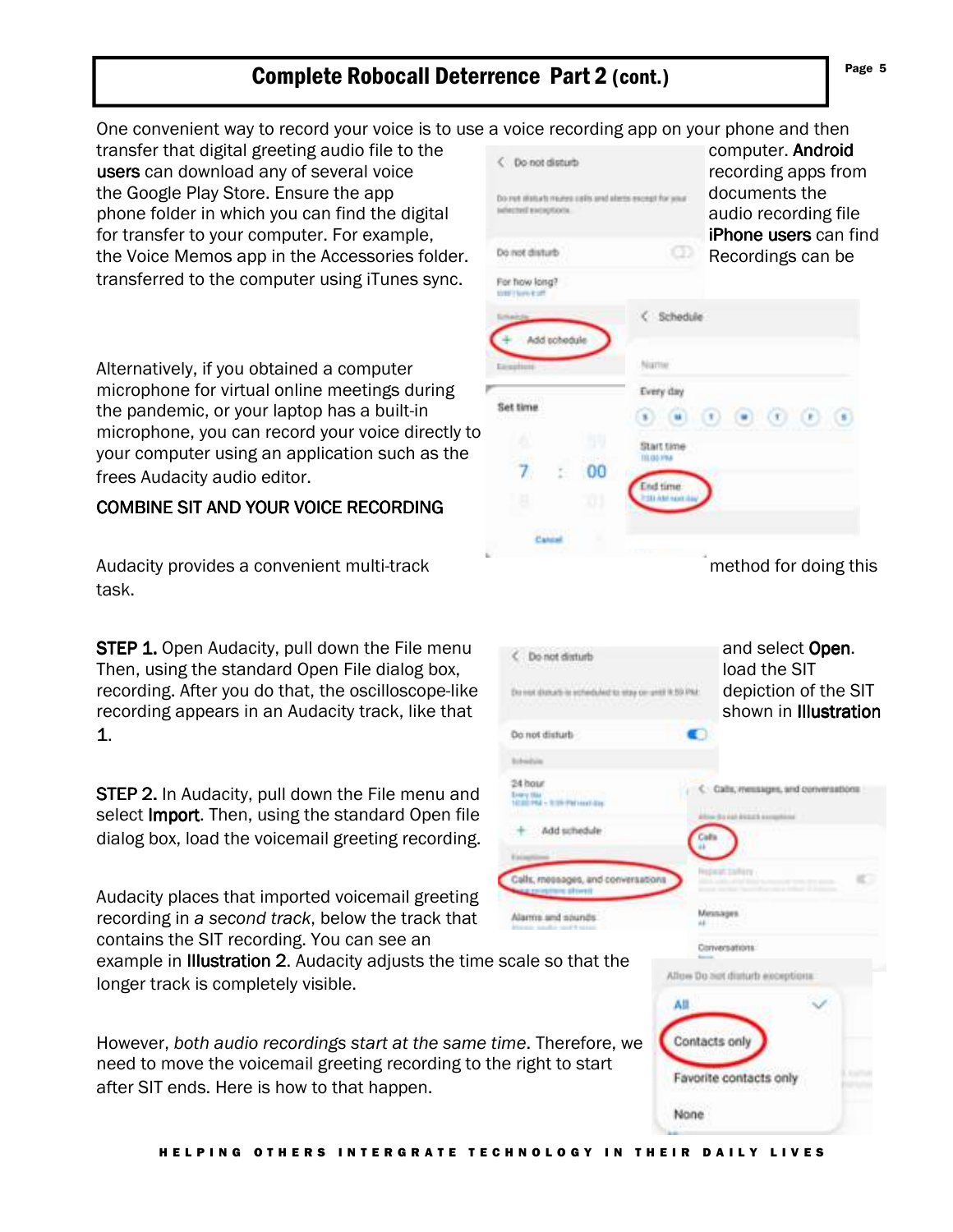# Complete Robocall Deterrence Part 2 (cont.)

One convenient way to record your voice is to use a voice recording app on your phone and then transfer that digital greeting audio file to the computer. **Android users** can download any of several voice recording apps from the Google Play Store. Ensure the app documents the phone folder in which you can find the digital audio recording file for transfer to your computer. For example, **iPhone users** can find the Voice Memos app in the Accessories folder. Recordings can be transferred to the computer using iTunes sync.

Alternatively, if you obtained a computer microphone for virtual online meetings during the pandemic, or your laptop has a built-in microphone, you can record your voice directly to your computer using an application such as the frees Audacity audio editor.

## COMBINE SIT AND YOUR VOICE RECORDING

Audacity provides a convenient multi-track method for doing this task.

**STEP 1.** Open Audacity, pull down the File menu and select **Open**. Then, using the standard Open File dialog box, load the SIT recording. After you do that, the oscilloscope-like depiction of the SIT recording appears in an Audacity track, like that shown in **Illustration 1**.

**STEP 2.** In Audacity, pull down the File menu and select **Import**. Then, using the standard Open file dialog box, load the voicemail greeting recording.

Audacity places that imported voicemail greeting recording in *a second track*, below the track that contains the SIT recording. You can see an example in **Illustration 2**. Audacity adjusts the time scale so that the longer track is completely visible.

However, *both audio recordings start at the same time*. Therefore, we need to move the voicemail greeting recording to the right to start after SIT ends. Here is how to that happen.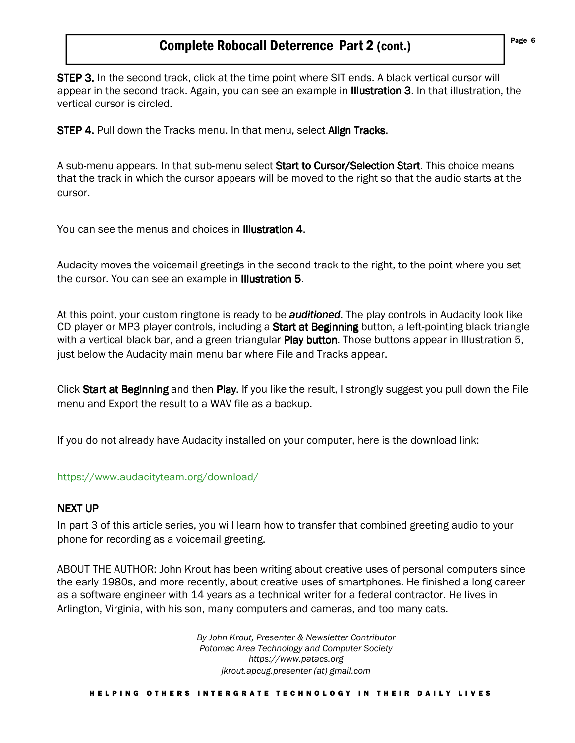## Complete Robocall Deterrence Part 2 (cont.)

**STEP 3.** In the second track, click at the time point where SIT ends. A black vertical cursor will appear in the second track. Again, you can see an example in **Illustration 3**. In that illustration, the vertical cursor is circled.

**STEP 4.** Pull down the Tracks menu. In that menu, select **Align Tracks**.

A sub-menu appears. In that sub-menu select **Start to Cursor/Selection Start**. This choice means that the track in which the cursor appears will be moved to the right so that the audio starts at the cursor.

You can see the menus and choices in **Illustration 4**.

Audacity moves the voicemail greetings in the second track to the right, to the point where you set the cursor. You can see an example in **Illustration 5**.

At this point, your custom ringtone is ready to be ***auditioned***. The play controls in Audacity look like CD player or MP3 player controls, including a **Start at Beginning** button, a left-pointing black triangle with a vertical black bar, and a green triangular **Play button**. Those buttons appear in Illustration 5, just below the Audacity main menu bar where File and Tracks appear.

Click **Start at Beginning** and then **Play**. If you like the result, I strongly suggest you pull down the File menu and Export the result to a WAV file as a backup.

If you do not already have Audacity installed on your computer, here is the download link:

https://www.audacityteam.org/download/

### NEXT UP

In part 3 of this article series, you will learn how to transfer that combined greeting audio to your phone for recording as a voicemail greeting.

ABOUT THE AUTHOR: John Krout has been writing about creative uses of personal computers since the early 1980s, and more recently, about creative uses of smartphones. He finished a long career as a software engineer with 14 years as a technical writer for a federal contractor. He lives in Arlington, Virginia, with his son, many computers and cameras, and too many cats.

*By John Krout, Presenter & Newsletter Contributor*
*Potomac Area Technology and Computer Society*
*https://www.patacs.org*
*jkrout.apcug.presenter (at) gmail.com*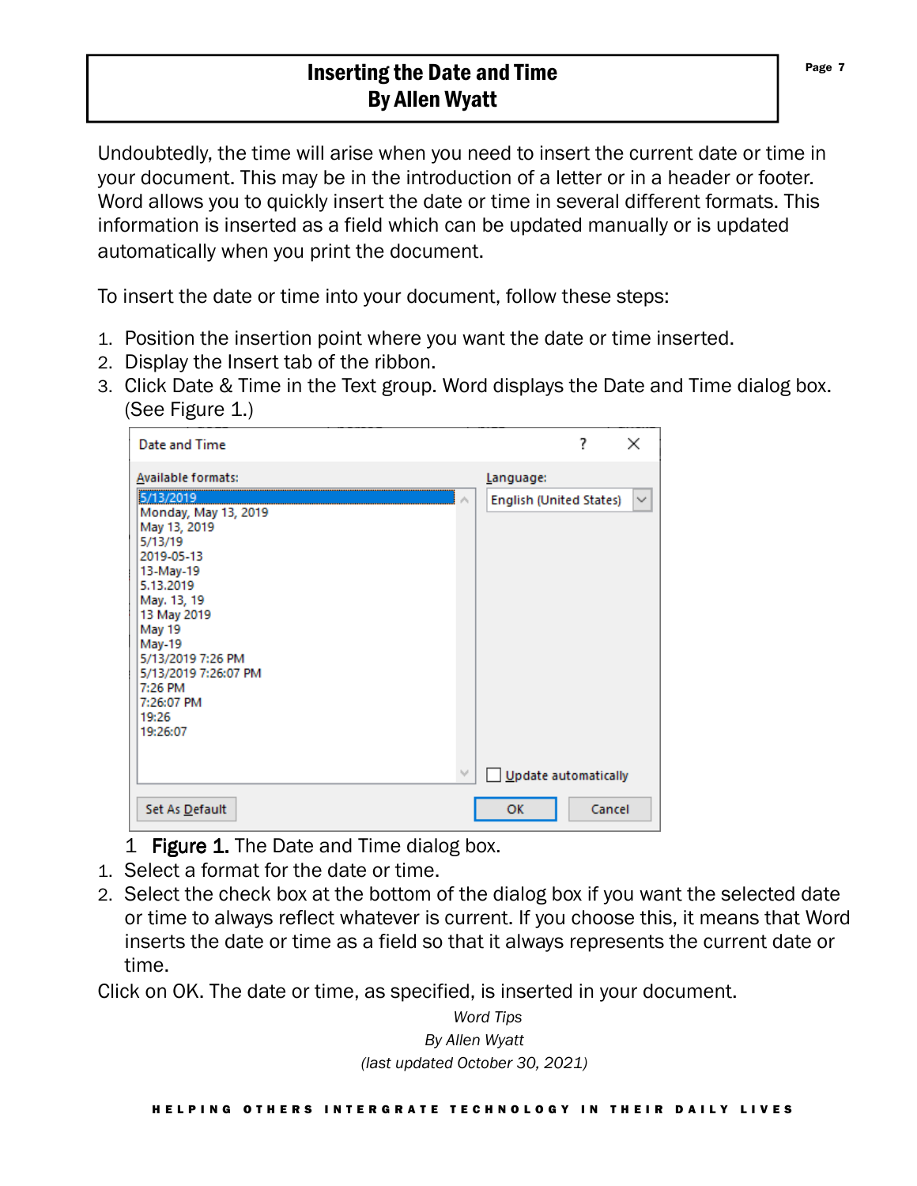# Inserting the Date and Time
## By Allen Wyatt

Undoubtedly, the time will arise when you need to insert the current date or time in your document. This may be in the introduction of a letter or in a header or footer. Word allows you to quickly insert the date or time in several different formats. This information is inserted as a field which can be updated manually or is updated automatically when you print the document.

To insert the date or time into your document, follow these steps:

1. Position the insertion point where you want the date or time inserted.
2. Display the Insert tab of the ribbon.
3. Click Date & Time in the Text group. Word displays the Date and Time dialog box. (See Figure 1.)

1 **Figure 1.** The Date and Time dialog box.

1. Select a format for the date or time.
2. Select the check box at the bottom of the dialog box if you want the selected date or time to always reflect whatever is current. If you choose this, it means that Word inserts the date or time as a field so that it always represents the current date or time.

Click on OK. The date or time, as specified, is inserted in your document.

*Word Tips*
*By Allen Wyatt*
*(last updated October 30, 2021)*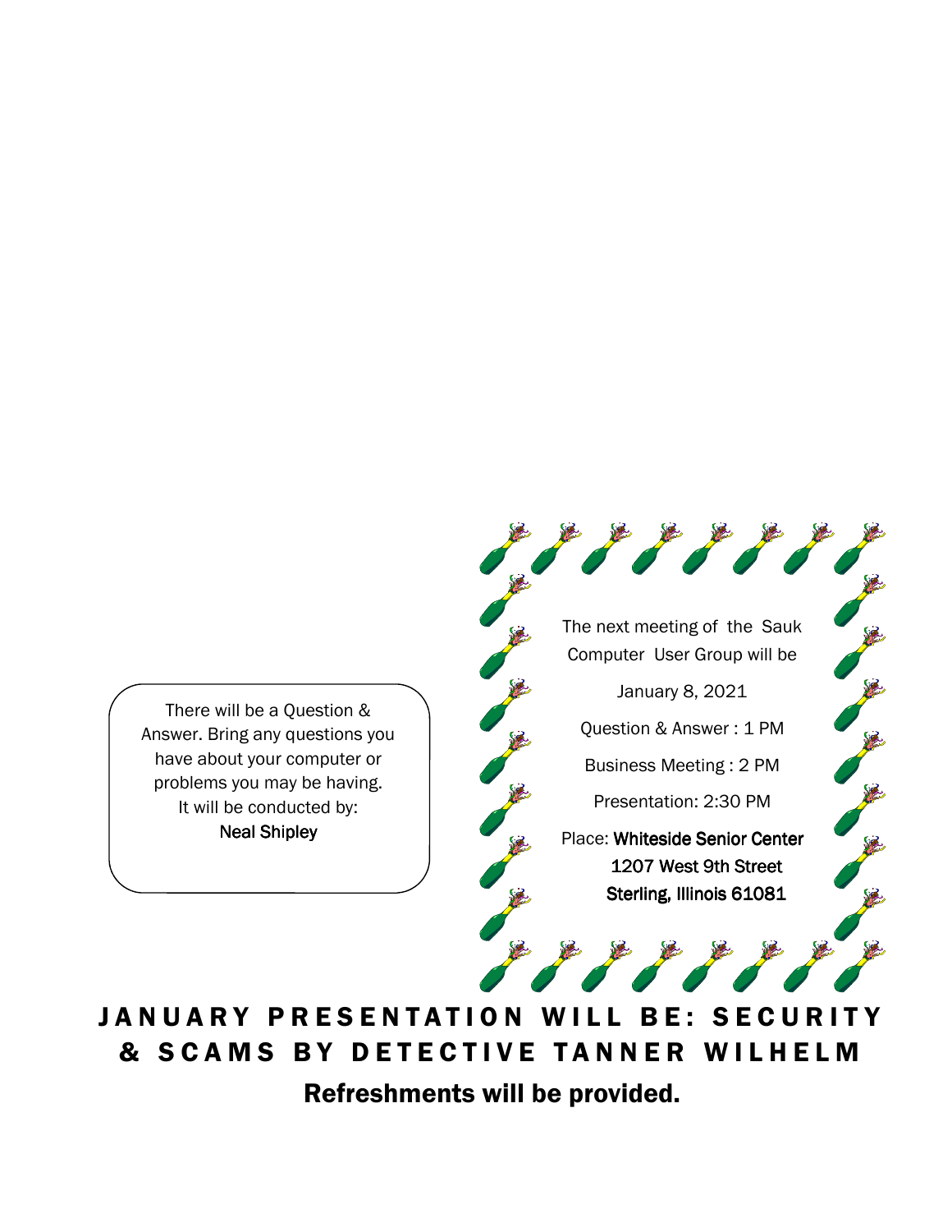There will be a Question & Answer. Bring any questions you have about your computer or problems you may be having. It will be conducted by:
Neal Shipley

The next meeting of the Sauk Computer User Group will be

January 8, 2021

Question & Answer : 1 PM

Business Meeting : 2 PM

Presentation: 2:30 PM

Place: **Whiteside Senior Center**
**1207 West 9th Street**
**Sterling, Illinois 61081**

## JANUARY PRESENTATION WILL BE: SECURITY & SCAMS BY DETECTIVE TANNER WILHELM

**Refreshments will be provided.**